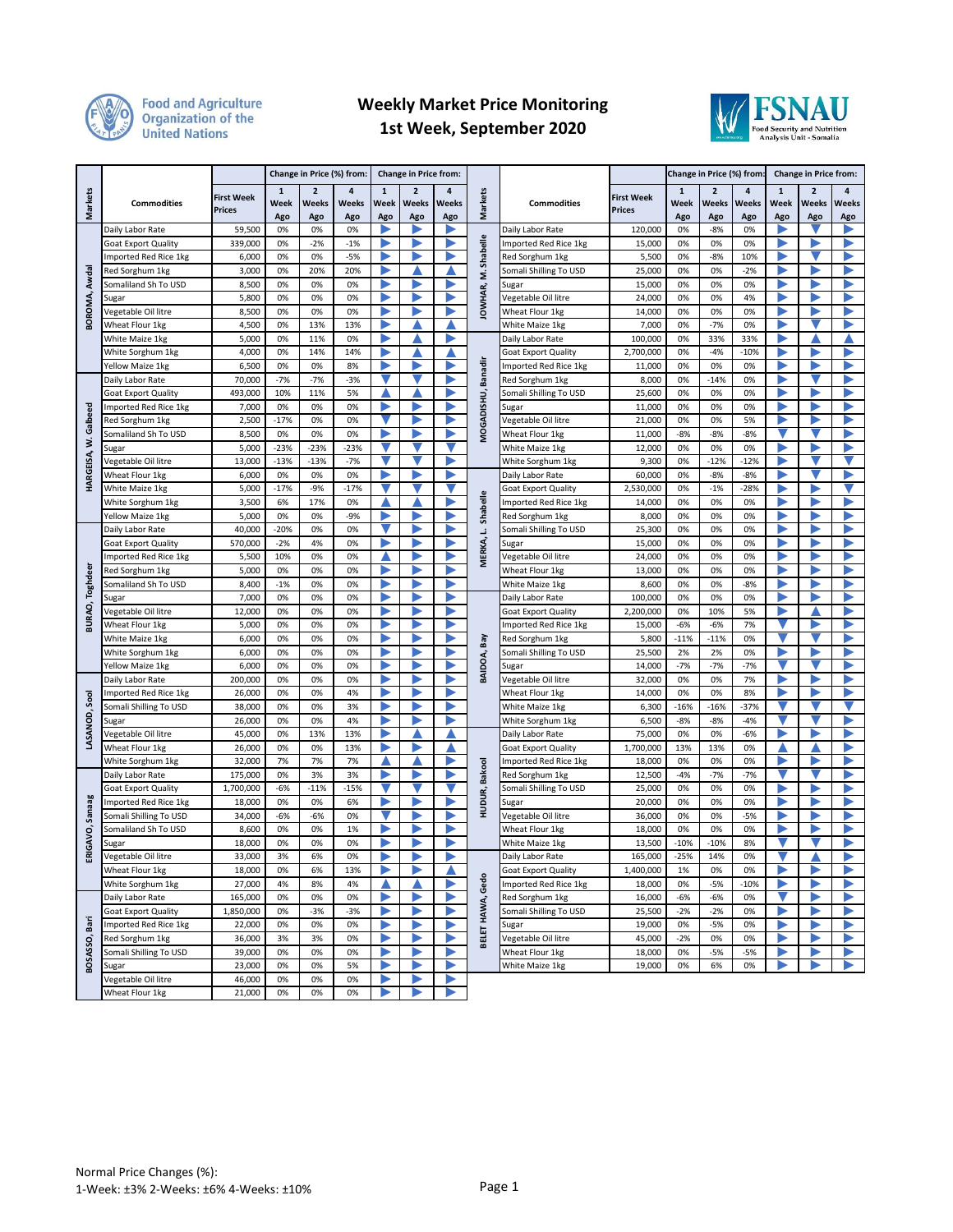# Weekly Market Price Monitoring

## 1st Week, September 2020

| Markets | Commodities | First Week Prices | Change in Price (%) from: 1 Week Ago | 2 Weeks Ago | 4 Weeks Ago | Change in Price from: 1 Week Ago | 2 Weeks Ago | 4 Weeks Ago |
|---|---|---|---|---|---|---|---|---|
| BOROMA, Awdal | Daily Labor Rate | 59,500 | 0% | 0% | 0% | ► | ► | ► |
| | Goat Export Quality | 339,000 | 0% | -2% | -1% | ► | ► | ► |
| | Imported Red Rice 1kg | 6,000 | 0% | 0% | -5% | ► | ► | ► |
| | Red Sorghum 1kg | 3,000 | 0% | 20% | 20% | ► | ▲ | ▲ |
| | Somaliland Sh To USD | 8,500 | 0% | 0% | 0% | ► | ► | ► |
| | Sugar | 5,800 | 0% | 0% | 0% | ► | ► | ► |
| | Vegetable Oil litre | 8,500 | 0% | 0% | 0% | ► | ► | ► |
| | Wheat Flour 1kg | 4,500 | 0% | 13% | 13% | ► | ▲ | ▲ |
| | White Maize 1kg | 5,000 | 0% | 11% | 0% | ► | ▲ | ► |
| | White Sorghum 1kg | 4,000 | 0% | 14% | 14% | ► | ▲ | ▲ |
| | Yellow Maize 1kg | 6,500 | 0% | 0% | 8% | ► | ► | ► |
| HARGEISA, W. Galbeed | Daily Labor Rate | 70,000 | -7% | -7% | -3% | ▼ | ▼ | ► |
| | Goat Export Quality | 493,000 | 10% | 11% | 5% | ▲ | ▲ | ► |
| | Imported Red Rice 1kg | 7,000 | 0% | 0% | 0% | ► | ► | ► |
| | Red Sorghum 1kg | 2,500 | -17% | 0% | 0% | ▼ | ► | ► |
| | Somaliland Sh To USD | 8,500 | 0% | 0% | 0% | ► | ► | ► |
| | Sugar | 5,000 | -23% | -23% | -23% | ▼ | ▼ | ▼ |
| | Vegetable Oil litre | 13,000 | -13% | -13% | -7% | ▼ | ▼ | ► |
| | Wheat Flour 1kg | 6,000 | 0% | 0% | 0% | ► | ► | ► |
| | White Maize 1kg | 5,000 | -17% | -9% | -17% | ▼ | ▼ | ▼ |
| | White Sorghum 1kg | 3,500 | 6% | 17% | 0% | ▲ | ▲ | ► |
| | Yellow Maize 1kg | 5,000 | 0% | 0% | -9% | ► | ► | ► |
| BURAO, Toghdeer | Daily Labor Rate | 40,000 | -20% | 0% | 0% | ▼ | ► | ► |
| | Goat Export Quality | 570,000 | -2% | 4% | 0% | ► | ► | ► |
| | Imported Red Rice 1kg | 5,500 | 10% | 0% | 0% | ▲ | ► | ► |
| | Red Sorghum 1kg | 5,000 | 0% | 0% | 0% | ► | ► | ► |
| | Somaliland Sh To USD | 8,400 | -1% | 0% | 0% | ► | ► | ► |
| | Sugar | 7,000 | 0% | 0% | 0% | ► | ► | ► |
| | Vegetable Oil litre | 12,000 | 0% | 0% | 0% | ► | ► | ► |
| | Wheat Flour 1kg | 5,000 | 0% | 0% | 0% | ► | ► | ► |
| | White Maize 1kg | 6,000 | 0% | 0% | 0% | ► | ► | ► |
| | White Sorghum 1kg | 6,000 | 0% | 0% | 0% | ► | ► | ► |
| | Yellow Maize 1kg | 6,000 | 0% | 0% | 0% | ► | ► | ► |
| LASANOD, Sool | Daily Labor Rate | 200,000 | 0% | 0% | 0% | ► | ► | ► |
| | Imported Red Rice 1kg | 26,000 | 0% | 0% | 4% | ► | ► | ► |
| | Somali Shilling To USD | 38,000 | 0% | 0% | 3% | ► | ► | ► |
| | Sugar | 26,000 | 0% | 0% | 4% | ► | ► | ► |
| | Vegetable Oil litre | 45,000 | 0% | 13% | 13% | ► | ▲ | ▲ |
| | Wheat Flour 1kg | 26,000 | 0% | 0% | 13% | ► | ► | ▲ |
| | White Sorghum 1kg | 32,000 | 7% | 7% | 7% | ▲ | ▲ | ► |
| ERIGAVO, Sanaag | Daily Labor Rate | 175,000 | 0% | 3% | 3% | ► | ► | ► |
| | Goat Export Quality | 1,700,000 | -6% | -11% | -15% | ▼ | ▼ | ▼ |
| | Imported Red Rice 1kg | 18,000 | 0% | 0% | 6% | ► | ► | ► |
| | Somali Shilling To USD | 34,000 | -6% | -6% | 0% | ▼ | ► | ► |
| | Somaliland Sh To USD | 8,600 | 0% | 0% | 1% | ► | ► | ► |
| | Sugar | 18,000 | 0% | 0% | 0% | ► | ► | ► |
| | Vegetable Oil litre | 33,000 | 3% | 6% | 0% | ► | ► | ► |
| | Wheat Flour 1kg | 18,000 | 0% | 6% | 13% | ► | ► | ▲ |
| | White Sorghum 1kg | 27,000 | 4% | 8% | 4% | ▲ | ▲ | ► |
| BOSASSO, Bari | Daily Labor Rate | 165,000 | 0% | 0% | 0% | ► | ► | ► |
| | Goat Export Quality | 1,850,000 | 0% | -3% | -3% | ► | ► | ► |
| | Imported Red Rice 1kg | 22,000 | 0% | 0% | 0% | ► | ► | ► |
| | Red Sorghum 1kg | 36,000 | 3% | 3% | 0% | ► | ► | ► |
| | Somali Shilling To USD | 39,000 | 0% | 0% | 0% | ► | ► | ► |
| | Sugar | 23,000 | 0% | 0% | 5% | ► | ► | ► |
| | Vegetable Oil litre | 46,000 | 0% | 0% | 0% | ► | ► | ► |
| | Wheat Flour 1kg | 21,000 | 0% | 0% | 0% | ► | ► | ► |
| JOWHAR, M. Shabelle | Daily Labor Rate | 120,000 | 0% | -8% | 0% | ► | ▼ | ► |
| | Imported Red Rice 1kg | 15,000 | 0% | 0% | 0% | ► | ► | ► |
| | Red Sorghum 1kg | 5,500 | 0% | -8% | 10% | ► | ▼ | ► |
| | Somali Shilling To USD | 25,000 | 0% | 0% | -2% | ► | ► | ► |
| | Sugar | 15,000 | 0% | 0% | 0% | ► | ► | ► |
| | Vegetable Oil litre | 24,000 | 0% | 0% | 4% | ► | ► | ► |
| | Wheat Flour 1kg | 14,000 | 0% | 0% | 0% | ► | ► | ► |
| | White Maize 1kg | 7,000 | 0% | -7% | 0% | ► | ▼ | ► |
| MOGADISHU, Banadir | Daily Labor Rate | 100,000 | 0% | 33% | 33% | ► | ▲ | ▲ |
| | Goat Export Quality | 2,700,000 | 0% | -4% | -10% | ► | ► | ► |
| | Imported Red Rice 1kg | 11,000 | 0% | 0% | 0% | ► | ► | ► |
| | Red Sorghum 1kg | 8,000 | 0% | -14% | 0% | ► | ▼ | ► |
| | Somali Shilling To USD | 25,600 | 0% | 0% | 0% | ► | ► | ► |
| | Sugar | 11,000 | 0% | 0% | 0% | ► | ► | ► |
| | Vegetable Oil litre | 21,000 | 0% | 0% | 5% | ► | ► | ► |
| | Wheat Flour 1kg | 11,000 | -8% | -8% | -8% | ▼ | ▼ | ► |
| | White Maize 1kg | 12,000 | 0% | 0% | 0% | ► | ► | ► |
| | White Sorghum 1kg | 9,300 | 0% | -12% | -12% | ► | ▼ | ▼ |
| MERKA, L. Shabelle | Daily Labor Rate | 60,000 | 0% | -8% | -8% | ► | ▼ | ► |
| | Goat Export Quality | 2,530,000 | 0% | -1% | -28% | ► | ► | ▼ |
| | Imported Red Rice 1kg | 14,000 | 0% | 0% | 0% | ► | ► | ► |
| | Red Sorghum 1kg | 8,000 | 0% | 0% | 0% | ► | ► | ► |
| | Somali Shilling To USD | 25,300 | 0% | 0% | 0% | ► | ► | ► |
| | Sugar | 15,000 | 0% | 0% | 0% | ► | ► | ► |
| | Vegetable Oil litre | 24,000 | 0% | 0% | 0% | ► | ► | ► |
| | Wheat Flour 1kg | 13,000 | 0% | 0% | 0% | ► | ► | ► |
| | White Maize 1kg | 8,600 | 0% | 0% | -8% | ► | ► | ► |
| BAIDOA, Bay | Daily Labor Rate | 100,000 | 0% | 0% | 0% | ► | ► | ► |
| | Goat Export Quality | 2,200,000 | 0% | 10% | 5% | ► | ▲ | ► |
| | Imported Red Rice 1kg | 15,000 | -6% | -6% | 7% | ▼ | ► | ► |
| | Red Sorghum 1kg | 5,800 | -11% | -11% | 0% | ▼ | ▼ | ► |
| | Somali Shilling To USD | 25,500 | 2% | 2% | 0% | ► | ► | ► |
| | Sugar | 14,000 | -7% | -7% | -7% | ▼ | ▼ | ► |
| | Vegetable Oil litre | 32,000 | 0% | 0% | 7% | ► | ► | ► |
| | Wheat Flour 1kg | 14,000 | 0% | 0% | 8% | ► | ► | ► |
| | White Maize 1kg | 6,300 | -16% | -16% | -37% | ▼ | ▼ | ▼ |
| | White Sorghum 1kg | 6,500 | -8% | -8% | -4% | ▼ | ▼ | ► |
| HUDUR, Bakool | Daily Labor Rate | 75,000 | 0% | 0% | -6% | ► | ► | ► |
| | Goat Export Quality | 1,700,000 | 13% | 13% | 0% | ▲ | ▲ | ► |
| | Imported Red Rice 1kg | 18,000 | 0% | 0% | 0% | ► | ► | ► |
| | Red Sorghum 1kg | 12,500 | -4% | -7% | -7% | ▼ | ▼ | ► |
| | Somali Shilling To USD | 25,000 | 0% | 0% | 0% | ► | ► | ► |
| | Sugar | 20,000 | 0% | 0% | 0% | ► | ► | ► |
| | Vegetable Oil litre | 36,000 | 0% | 0% | -5% | ► | ► | ► |
| | Wheat Flour 1kg | 18,000 | 0% | 0% | 0% | ► | ► | ► |
| | White Maize 1kg | 13,500 | -10% | -10% | 8% | ▼ | ▼ | ► |
| BELET HAWA, Gedo | Daily Labor Rate | 165,000 | -25% | 14% | 0% | ▼ | ▲ | ► |
| | Goat Export Quality | 1,400,000 | 1% | 0% | 0% | ► | ► | ► |
| | Imported Red Rice 1kg | 18,000 | 0% | -5% | -10% | ► | ► | ► |
| | Red Sorghum 1kg | 16,000 | -6% | -6% | 0% | ▼ | ► | ► |
| | Somali Shilling To USD | 25,500 | -2% | -2% | 0% | ► | ► | ► |
| | Sugar | 19,000 | 0% | -5% | 0% | ► | ► | ► |
| | Vegetable Oil litre | 45,000 | -2% | 0% | 0% | ► | ► | ► |
| | Wheat Flour 1kg | 18,000 | 0% | -5% | -5% | ► | ► | ► |
| | White Maize 1kg | 19,000 | 0% | 6% | 0% | ► | ► | ► |

Normal Price Changes (%):
1-Week: ±3% 2-Weeks: ±6% 4-Weeks: ±10%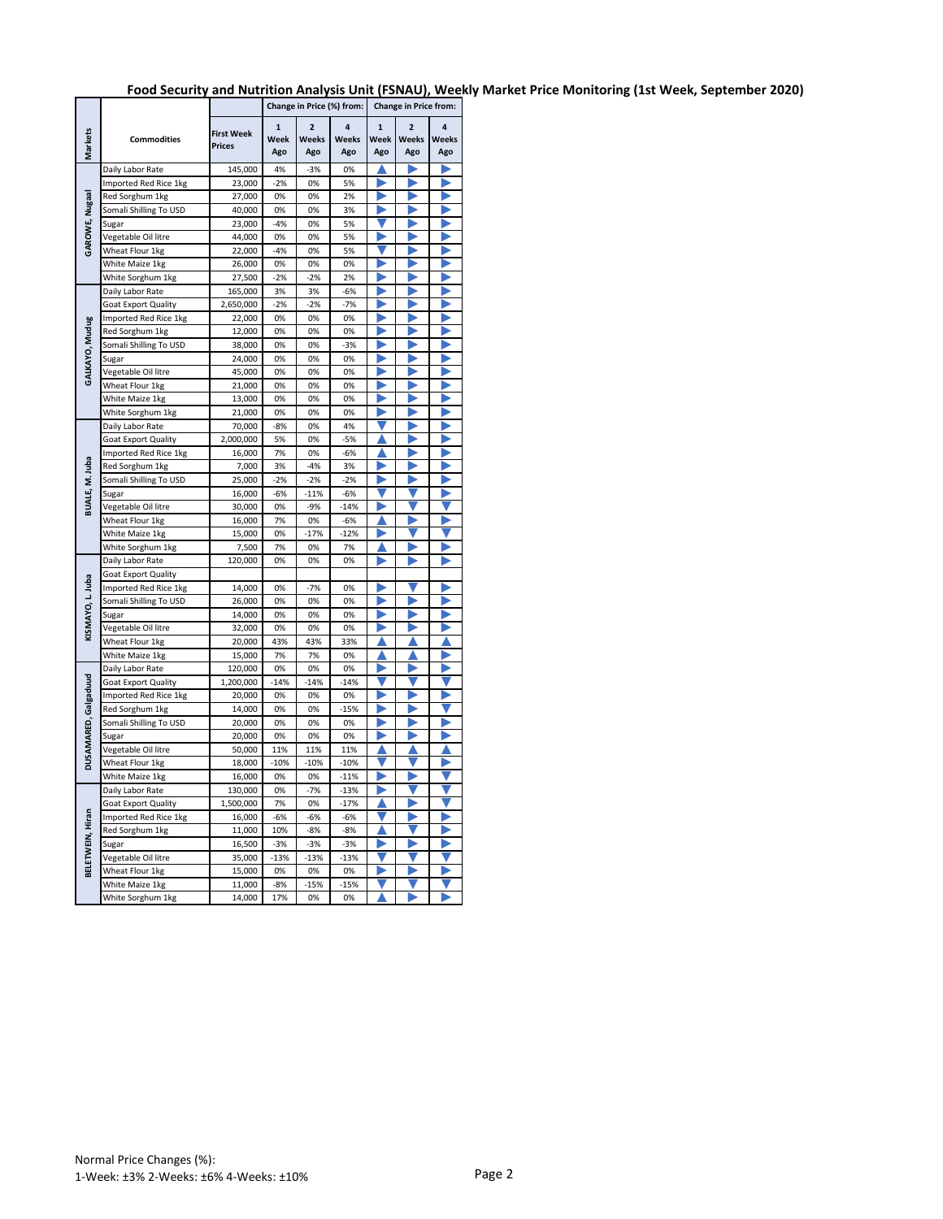# Food Security and Nutrition Analysis Unit (FSNAU), Weekly Market Price Monitoring (1st Week, September 2020)

| Markets | Commodities | First Week Prices | Change in Price (%) from: 1 Week Ago | 2 Weeks Ago | 4 Weeks Ago | Change in Price from: 1 Week Ago | 2 Weeks Ago | 4 Weeks Ago |
|---|---|---|---|---|---|---|---|---|
| GAROWE, Nugaal | Daily Labor Rate | 145,000 | 4% | -3% | 0% | ▲ | ► | ► |
| | Imported Red Rice 1kg | 23,000 | -2% | 0% | 5% | ► | ► | ► |
| | Red Sorghum 1kg | 27,000 | 0% | 0% | 2% | ► | ► | ► |
| | Somali Shilling To USD | 40,000 | 0% | 0% | 3% | ► | ► | ► |
| | Sugar | 23,000 | -4% | 0% | 5% | ▼ | ► | ► |
| | Vegetable Oil litre | 44,000 | 0% | 0% | 5% | ► | ► | ► |
| | Wheat Flour 1kg | 22,000 | -4% | 0% | 5% | ▼ | ► | ► |
| | White Maize 1kg | 26,000 | 0% | 0% | 0% | ► | ► | ► |
| | White Sorghum 1kg | 27,500 | -2% | -2% | 2% | ► | ► | ► |
| GALKAYO, Mudug | Daily Labor Rate | 165,000 | 3% | 3% | -6% | ► | ► | ► |
| | Goat Export Quality | 2,650,000 | -2% | -2% | -7% | ► | ► | ► |
| | Imported Red Rice 1kg | 22,000 | 0% | 0% | 0% | ► | ► | ► |
| | Red Sorghum 1kg | 12,000 | 0% | 0% | 0% | ► | ► | ► |
| | Somali Shilling To USD | 38,000 | 0% | 0% | -3% | ► | ► | ► |
| | Sugar | 24,000 | 0% | 0% | 0% | ► | ► | ► |
| | Vegetable Oil litre | 45,000 | 0% | 0% | 0% | ► | ► | ► |
| | Wheat Flour 1kg | 21,000 | 0% | 0% | 0% | ► | ► | ► |
| | White Maize 1kg | 13,000 | 0% | 0% | 0% | ► | ► | ► |
| | White Sorghum 1kg | 21,000 | 0% | 0% | 0% | ► | ► | ► |
| BUALE, M. Juba | Daily Labor Rate | 70,000 | -8% | 0% | 4% | ▼ | ► | ► |
| | Goat Export Quality | 2,000,000 | 5% | 0% | -5% | ▲ | ► | ► |
| | Imported Red Rice 1kg | 16,000 | 7% | 0% | -6% | ▲ | ► | ► |
| | Red Sorghum 1kg | 7,000 | 3% | -4% | 3% | ► | ► | ► |
| | Somali Shilling To USD | 25,000 | -2% | -2% | -2% | ► | ► | ► |
| | Sugar | 16,000 | -6% | -11% | -6% | ▼ | ▼ | ► |
| | Vegetable Oil litre | 30,000 | 0% | -9% | -14% | ► | ▼ | ▼ |
| | Wheat Flour 1kg | 16,000 | 7% | 0% | -6% | ▲ | ► | ► |
| | White Maize 1kg | 15,000 | 0% | -17% | -12% | ► | ▼ | ▼ |
| | White Sorghum 1kg | 7,500 | 7% | 0% | 7% | ▲ | ► | ► |
| KISMAYO, L. Juba | Daily Labor Rate | 120,000 | 0% | 0% | 0% | ► | ► | ► |
| | Goat Export Quality | | | | | | | |
| | Imported Red Rice 1kg | 14,000 | 0% | -7% | 0% | ► | ▼ | ► |
| | Somali Shilling To USD | 26,000 | 0% | 0% | 0% | ► | ► | ► |
| | Sugar | 14,000 | 0% | 0% | 0% | ► | ► | ► |
| | Vegetable Oil litre | 32,000 | 0% | 0% | 0% | ► | ► | ► |
| | Wheat Flour 1kg | 20,000 | 43% | 43% | 33% | ▲ | ▲ | ▲ |
| | White Maize 1kg | 15,000 | 7% | 7% | 0% | ▲ | ▲ | ► |
| DUSAMARED, Galgaduud | Daily Labor Rate | 120,000 | 0% | 0% | 0% | ► | ► | ► |
| | Goat Export Quality | 1,200,000 | -14% | -14% | -14% | ▼ | ▼ | ▼ |
| | Imported Red Rice 1kg | 20,000 | 0% | 0% | 0% | ► | ► | ► |
| | Red Sorghum 1kg | 14,000 | 0% | 0% | -15% | ► | ► | ▼ |
| | Somali Shilling To USD | 20,000 | 0% | 0% | 0% | ► | ► | ► |
| | Sugar | 20,000 | 0% | 0% | 0% | ► | ► | ► |
| | Vegetable Oil litre | 50,000 | 11% | 11% | 11% | ▲ | ▲ | ▲ |
| | Wheat Flour 1kg | 18,000 | -10% | -10% | -10% | ▼ | ▼ | ► |
| | White Maize 1kg | 16,000 | 0% | 0% | -11% | ► | ► | ▼ |
| BELETWEIN, Hiran | Daily Labor Rate | 130,000 | 0% | -7% | -13% | ► | ▼ | ▼ |
| | Goat Export Quality | 1,500,000 | 7% | 0% | -17% | ▲ | ► | ▼ |
| | Imported Red Rice 1kg | 16,000 | -6% | -6% | -6% | ▼ | ► | ► |
| | Red Sorghum 1kg | 11,000 | 10% | -8% | -8% | ▲ | ▼ | ► |
| | Sugar | 16,500 | -3% | -3% | -3% | ► | ► | ► |
| | Vegetable Oil litre | 35,000 | -13% | -13% | -13% | ▼ | ▼ | ▼ |
| | Wheat Flour 1kg | 15,000 | 0% | 0% | 0% | ► | ► | ► |
| | White Maize 1kg | 11,000 | -8% | -15% | -15% | ▼ | ▼ | ▼ |
| | White Sorghum 1kg | 14,000 | 17% | 0% | 0% | ▲ | ► | ► |

Normal Price Changes (%):
1-Week: ±3% 2-Weeks: ±6% 4-Weeks: ±10%